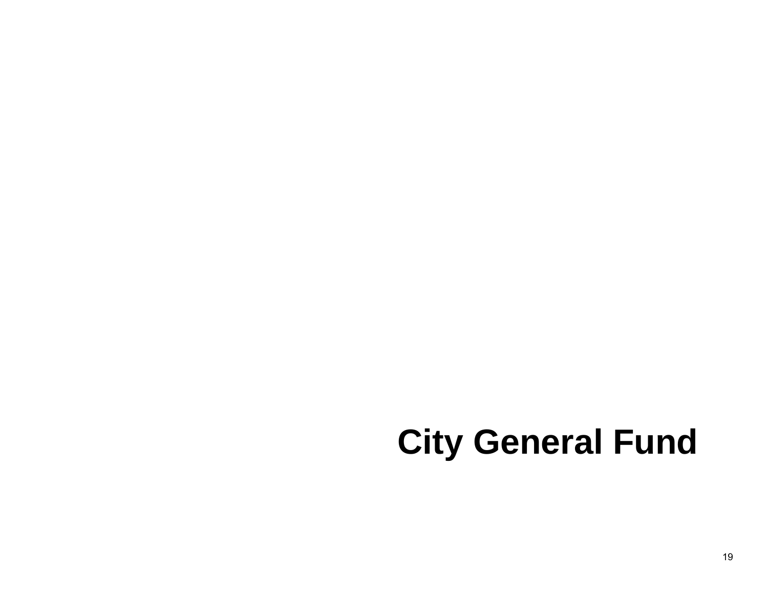# City General Fund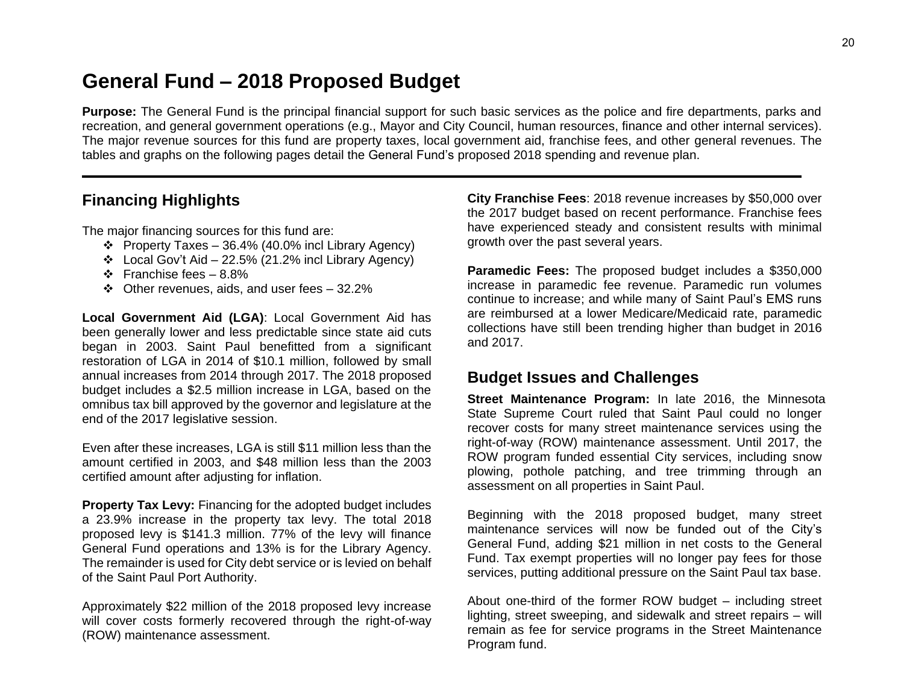# General Fund – 2018 Proposed Budget

**Purpose:** The General Fund is the principal financial support for such basic services as the police and fire departments, parks and recreation, and general government operations (e.g., Mayor and City Council, human resources, finance and other internal services). The major revenue sources for this fund are property taxes, local government aid, franchise fees, and other general revenues. The tables and graphs on the following pages detail the General Fund's proposed 2018 spending and revenue plan.

---

## Financing Highlights

The major financing sources for this fund are:

- Property Taxes – 36.4% (40.0% incl Library Agency)
- Local Gov't Aid – 22.5% (21.2% incl Library Agency)
- Franchise fees – 8.8%
- Other revenues, aids, and user fees – 32.2%

**Local Government Aid (LGA)**: Local Government Aid has been generally lower and less predictable since state aid cuts began in 2003. Saint Paul benefitted from a significant restoration of LGA in 2014 of $10.1 million, followed by small annual increases from 2014 through 2017. The 2018 proposed budget includes a $2.5 million increase in LGA, based on the omnibus tax bill approved by the governor and legislature at the end of the 2017 legislative session.

Even after these increases, LGA is still $11 million less than the amount certified in 2003, and $48 million less than the 2003 certified amount after adjusting for inflation.

**Property Tax Levy:** Financing for the adopted budget includes a 23.9% increase in the property tax levy. The total 2018 proposed levy is $141.3 million. 77% of the levy will finance General Fund operations and 13% is for the Library Agency. The remainder is used for City debt service or is levied on behalf of the Saint Paul Port Authority.

Approximately $22 million of the 2018 proposed levy increase will cover costs formerly recovered through the right-of-way (ROW) maintenance assessment.

**City Franchise Fees**: 2018 revenue increases by $50,000 over the 2017 budget based on recent performance. Franchise fees have experienced steady and consistent results with minimal growth over the past several years.

**Paramedic Fees:** The proposed budget includes a $350,000 increase in paramedic fee revenue. Paramedic run volumes continue to increase; and while many of Saint Paul's EMS runs are reimbursed at a lower Medicare/Medicaid rate, paramedic collections have still been trending higher than budget in 2016 and 2017.

## Budget Issues and Challenges

**Street Maintenance Program:** In late 2016, the Minnesota State Supreme Court ruled that Saint Paul could no longer recover costs for many street maintenance services using the right-of-way (ROW) maintenance assessment. Until 2017, the ROW program funded essential City services, including snow plowing, pothole patching, and tree trimming through an assessment on all properties in Saint Paul.

Beginning with the 2018 proposed budget, many street maintenance services will now be funded out of the City's General Fund, adding $21 million in net costs to the General Fund. Tax exempt properties will no longer pay fees for those services, putting additional pressure on the Saint Paul tax base.

About one-third of the former ROW budget – including street lighting, street sweeping, and sidewalk and street repairs – will remain as fee for service programs in the Street Maintenance Program fund.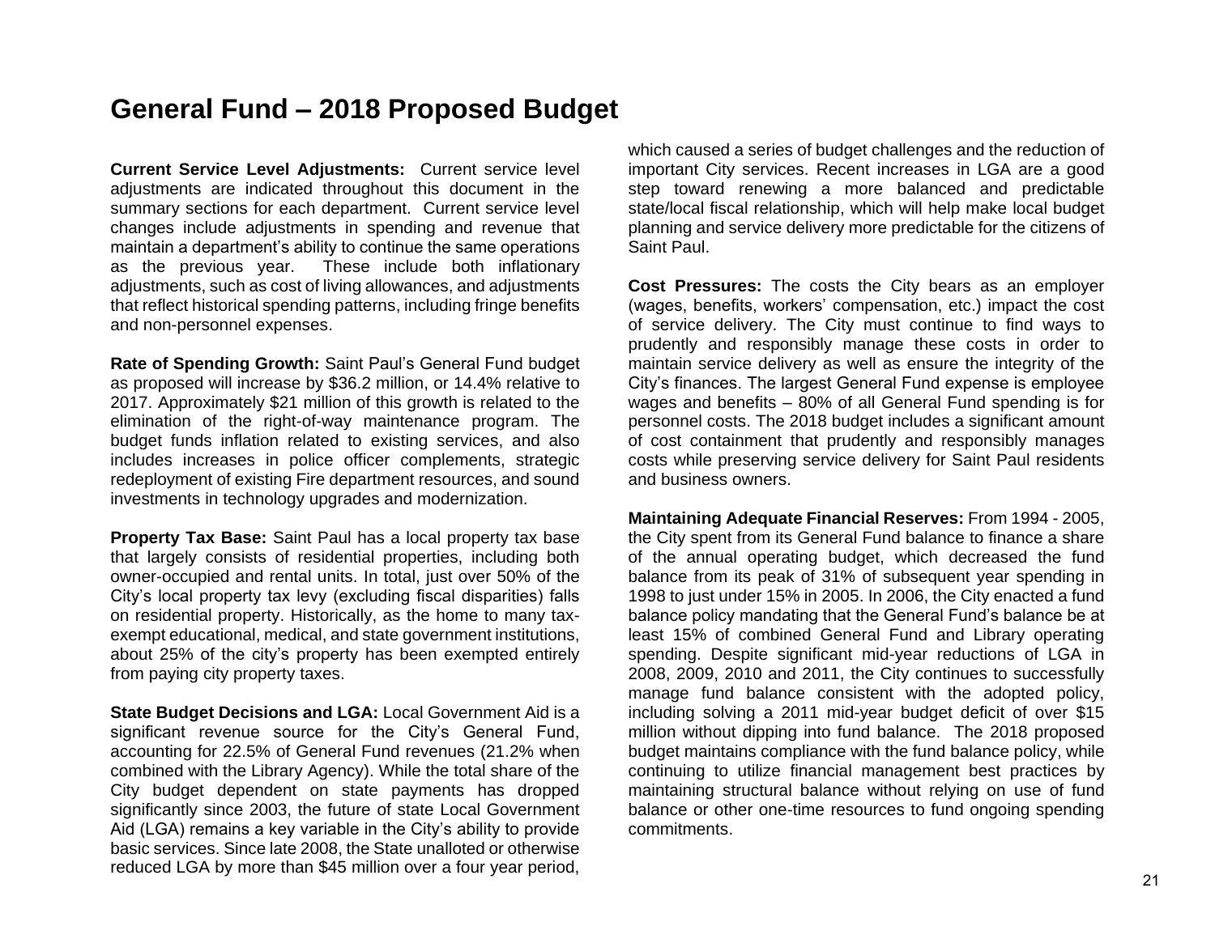# General Fund – 2018 Proposed Budget

**Current Service Level Adjustments:** Current service level adjustments are indicated throughout this document in the summary sections for each department. Current service level changes include adjustments in spending and revenue that maintain a department's ability to continue the same operations as the previous year. These include both inflationary adjustments, such as cost of living allowances, and adjustments that reflect historical spending patterns, including fringe benefits and non-personnel expenses.

**Rate of Spending Growth:** Saint Paul's General Fund budget as proposed will increase by $36.2 million, or 14.4% relative to 2017. Approximately $21 million of this growth is related to the elimination of the right-of-way maintenance program. The budget funds inflation related to existing services, and also includes increases in police officer complements, strategic redeployment of existing Fire department resources, and sound investments in technology upgrades and modernization.

**Property Tax Base:** Saint Paul has a local property tax base that largely consists of residential properties, including both owner-occupied and rental units. In total, just over 50% of the City's local property tax levy (excluding fiscal disparities) falls on residential property. Historically, as the home to many tax-exempt educational, medical, and state government institutions, about 25% of the city's property has been exempted entirely from paying city property taxes.

**State Budget Decisions and LGA:** Local Government Aid is a significant revenue source for the City's General Fund, accounting for 22.5% of General Fund revenues (21.2% when combined with the Library Agency). While the total share of the City budget dependent on state payments has dropped significantly since 2003, the future of state Local Government Aid (LGA) remains a key variable in the City's ability to provide basic services. Since late 2008, the State unalloted or otherwise reduced LGA by more than $45 million over a four year period, which caused a series of budget challenges and the reduction of important City services. Recent increases in LGA are a good step toward renewing a more balanced and predictable state/local fiscal relationship, which will help make local budget planning and service delivery more predictable for the citizens of Saint Paul.

**Cost Pressures:** The costs the City bears as an employer (wages, benefits, workers' compensation, etc.) impact the cost of service delivery. The City must continue to find ways to prudently and responsibly manage these costs in order to maintain service delivery as well as ensure the integrity of the City's finances. The largest General Fund expense is employee wages and benefits – 80% of all General Fund spending is for personnel costs. The 2018 budget includes a significant amount of cost containment that prudently and responsibly manages costs while preserving service delivery for Saint Paul residents and business owners.

**Maintaining Adequate Financial Reserves:** From 1994 - 2005, the City spent from its General Fund balance to finance a share of the annual operating budget, which decreased the fund balance from its peak of 31% of subsequent year spending in 1998 to just under 15% in 2005. In 2006, the City enacted a fund balance policy mandating that the General Fund's balance be at least 15% of combined General Fund and Library operating spending. Despite significant mid-year reductions of LGA in 2008, 2009, 2010 and 2011, the City continues to successfully manage fund balance consistent with the adopted policy, including solving a 2011 mid-year budget deficit of over $15 million without dipping into fund balance. The 2018 proposed budget maintains compliance with the fund balance policy, while continuing to utilize financial management best practices by maintaining structural balance without relying on use of fund balance or other one-time resources to fund ongoing spending commitments.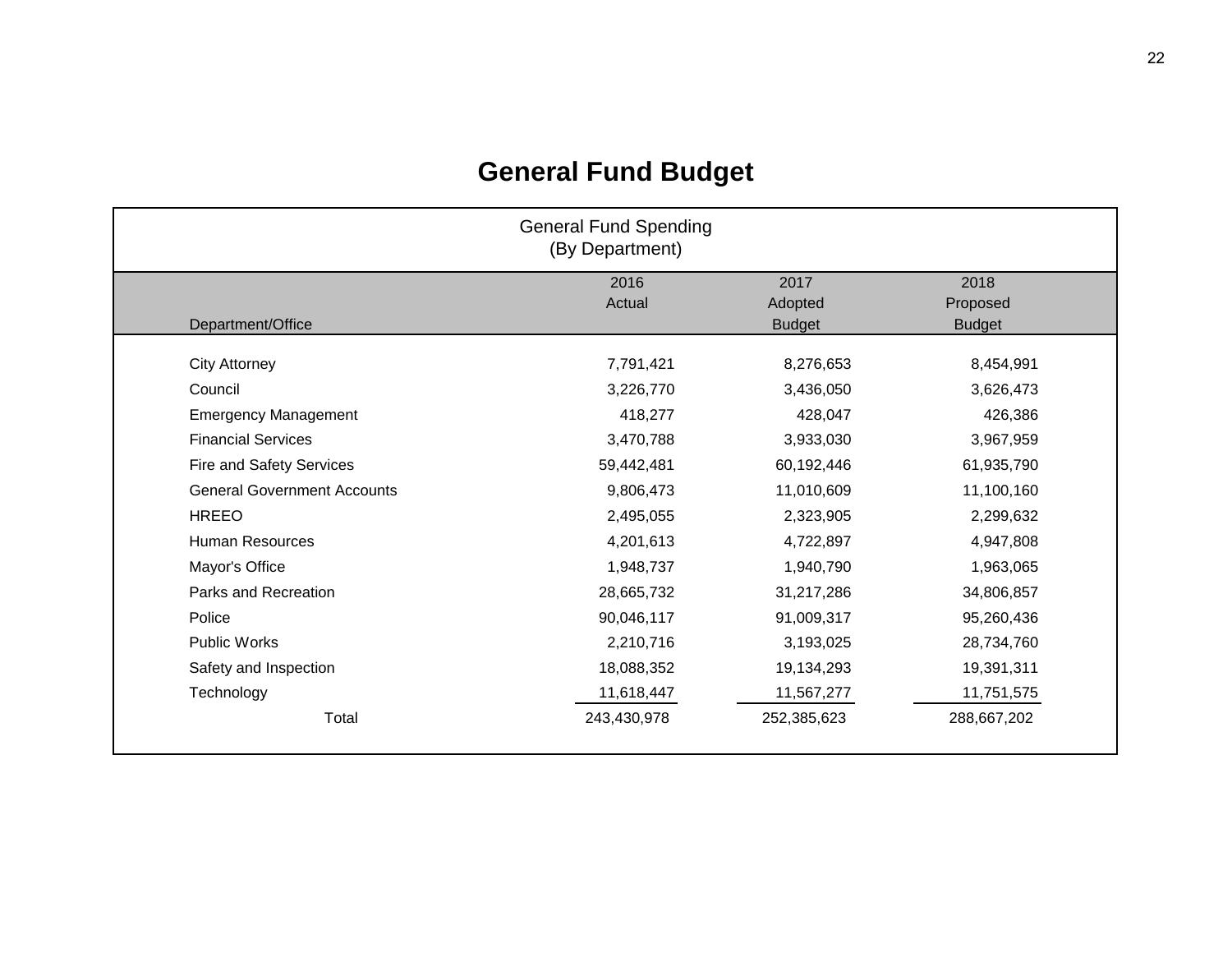# General Fund Budget

| General Fund Spending (By Department) | | | |
|---|---|---|---|
| Department/Office | 2016 Actual | 2017 Adopted Budget | 2018 Proposed Budget |
| City Attorney | 7,791,421 | 8,276,653 | 8,454,991 |
| Council | 3,226,770 | 3,436,050 | 3,626,473 |
| Emergency Management | 418,277 | 428,047 | 426,386 |
| Financial Services | 3,470,788 | 3,933,030 | 3,967,959 |
| Fire and Safety Services | 59,442,481 | 60,192,446 | 61,935,790 |
| General Government Accounts | 9,806,473 | 11,010,609 | 11,100,160 |
| HREEO | 2,495,055 | 2,323,905 | 2,299,632 |
| Human Resources | 4,201,613 | 4,722,897 | 4,947,808 |
| Mayor's Office | 1,948,737 | 1,940,790 | 1,963,065 |
| Parks and Recreation | 28,665,732 | 31,217,286 | 34,806,857 |
| Police | 90,046,117 | 91,009,317 | 95,260,436 |
| Public Works | 2,210,716 | 3,193,025 | 28,734,760 |
| Safety and Inspection | 18,088,352 | 19,134,293 | 19,391,311 |
| Technology | 11,618,447 | 11,567,277 | 11,751,575 |
| Total | 243,430,978 | 252,385,623 | 288,667,202 |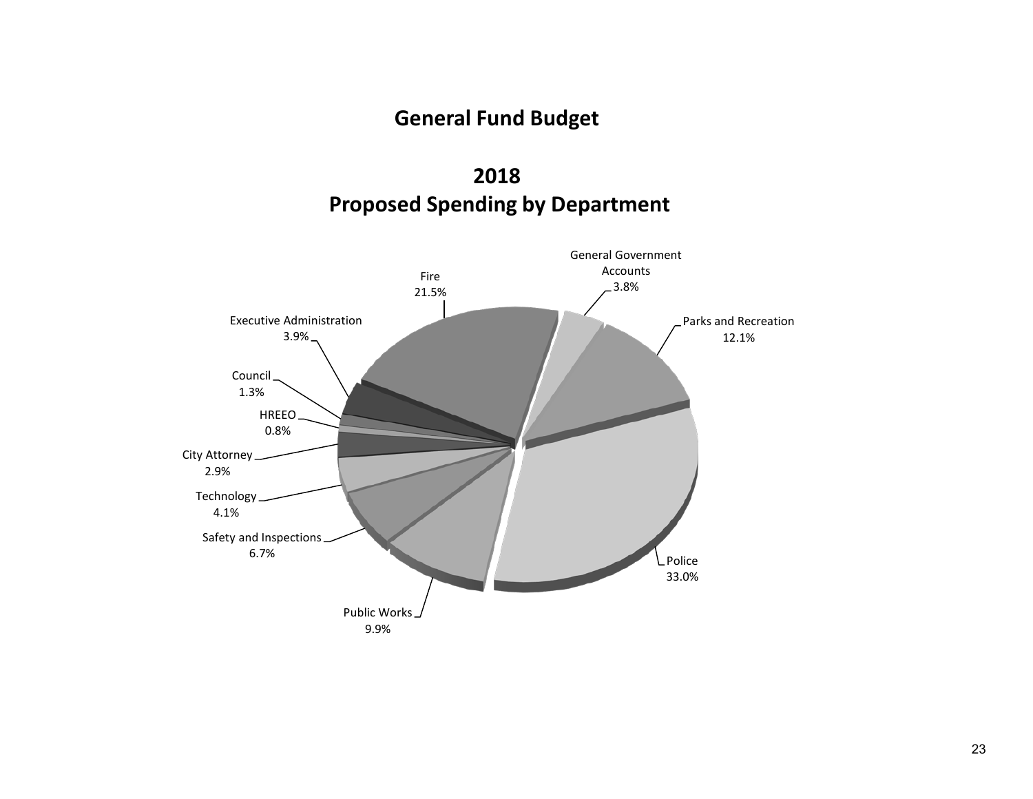# General Fund Budget

## 2018
## Proposed Spending by Department

| Department | Percentage |
|---|---|
| Police | 33.0% |
| Fire | 21.5% |
| Parks and Recreation | 12.1% |
| Public Works | 9.9% |
| Safety and Inspections | 6.7% |
| Technology | 4.1% |
| Executive Administration | 3.9% |
| General Government Accounts | 3.8% |
| City Attorney | 2.9% |
| Council | 1.3% |
| HREEO | 0.8% |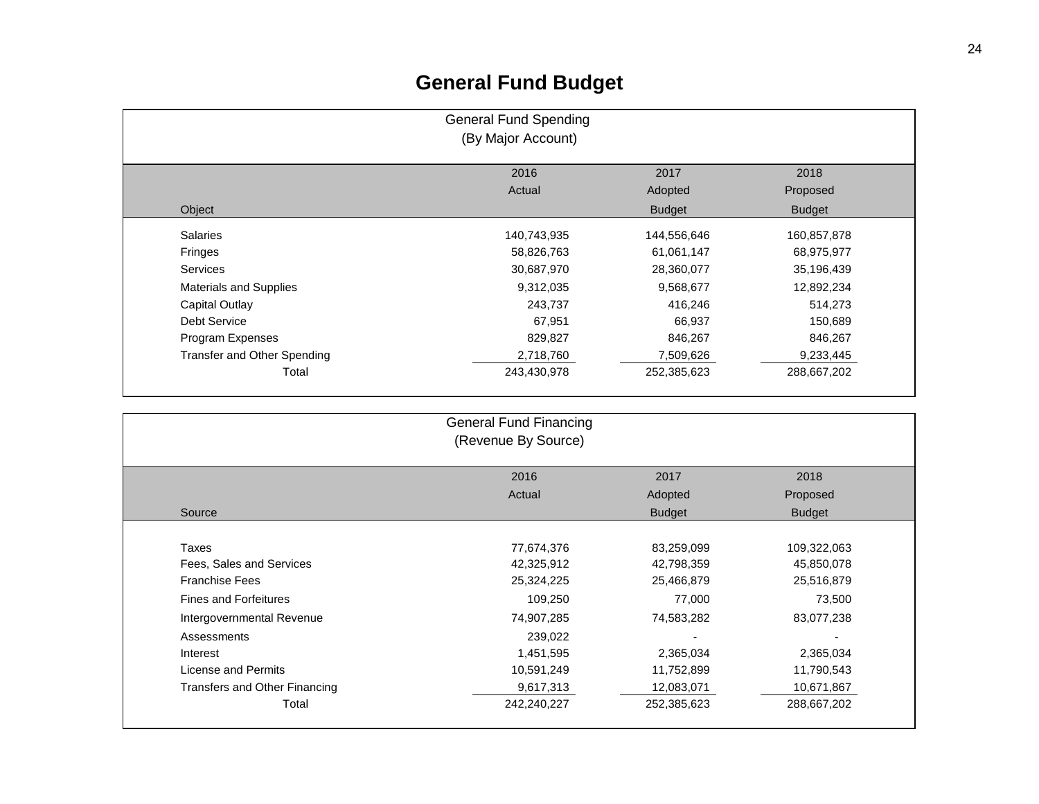# General Fund Budget

General Fund Spending
(By Major Account)

| Object | 2016 Actual | 2017 Adopted Budget | 2018 Proposed Budget |
|---|---|---|---|
| Salaries | 140,743,935 | 144,556,646 | 160,857,878 |
| Fringes | 58,826,763 | 61,061,147 | 68,975,977 |
| Services | 30,687,970 | 28,360,077 | 35,196,439 |
| Materials and Supplies | 9,312,035 | 9,568,677 | 12,892,234 |
| Capital Outlay | 243,737 | 416,246 | 514,273 |
| Debt Service | 67,951 | 66,937 | 150,689 |
| Program Expenses | 829,827 | 846,267 | 846,267 |
| Transfer and Other Spending | 2,718,760 | 7,509,626 | 9,233,445 |
| Total | 243,430,978 | 252,385,623 | 288,667,202 |

General Fund Financing
(Revenue By Source)

| Source | 2016 Actual | 2017 Adopted Budget | 2018 Proposed Budget |
|---|---|---|---|
| Taxes | 77,674,376 | 83,259,099 | 109,322,063 |
| Fees, Sales and Services | 42,325,912 | 42,798,359 | 45,850,078 |
| Franchise Fees | 25,324,225 | 25,466,879 | 25,516,879 |
| Fines and Forfeitures | 109,250 | 77,000 | 73,500 |
| Intergovernmental Revenue | 74,907,285 | 74,583,282 | 83,077,238 |
| Assessments | 239,022 | - | - |
| Interest | 1,451,595 | 2,365,034 | 2,365,034 |
| License and Permits | 10,591,249 | 11,752,899 | 11,790,543 |
| Transfers and Other Financing | 9,617,313 | 12,083,071 | 10,671,867 |
| Total | 242,240,227 | 252,385,623 | 288,667,202 |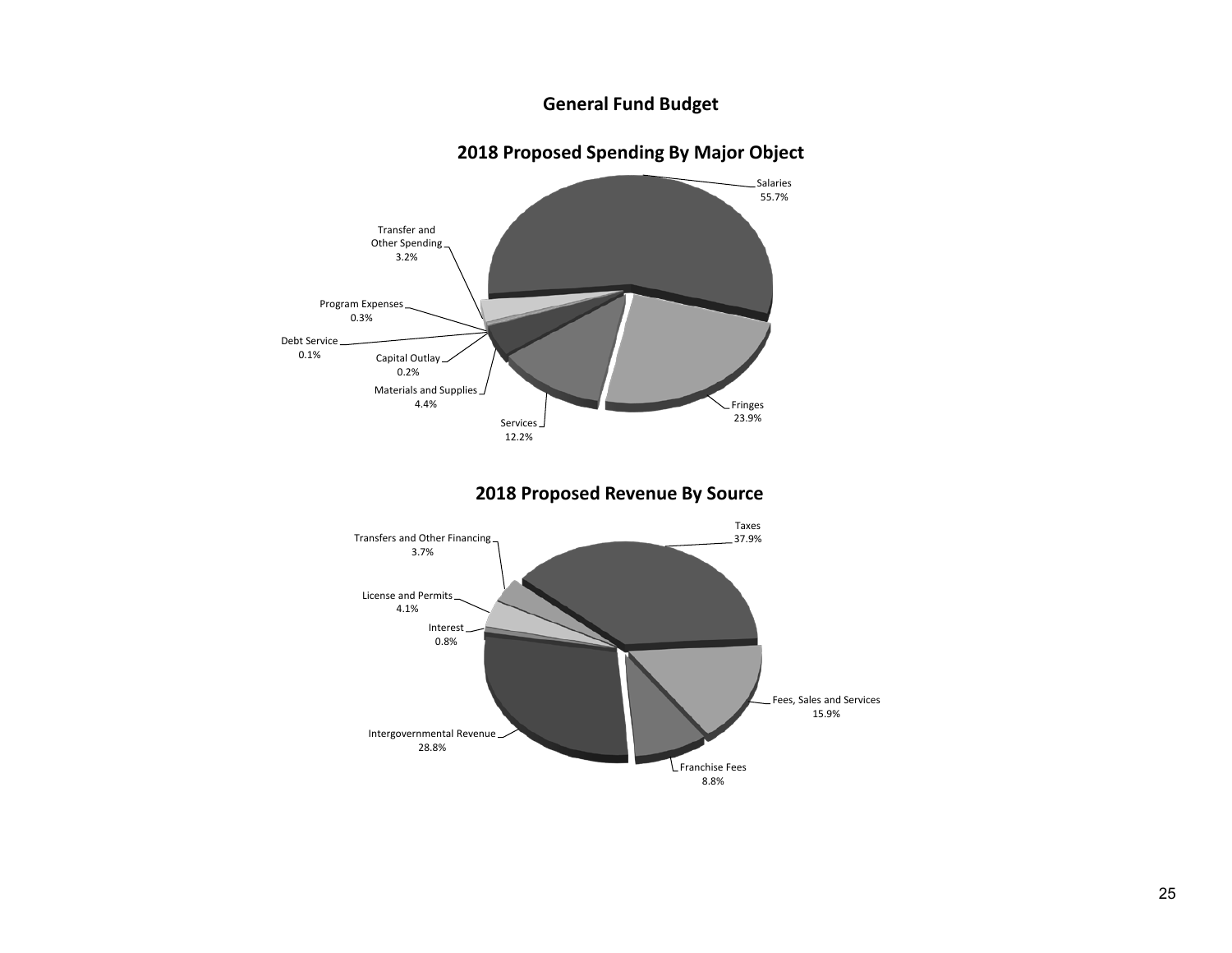# General Fund Budget

## 2018 Proposed Spending By Major Object

Salaries
55.7%

Transfer and Other Spending
3.2%

Program Expenses
0.3%

Debt Service
0.1%

Capital Outlay
0.2%

Materials and Supplies
4.4%

Services
12.2%

Fringes
23.9%

## 2018 Proposed Revenue By Source

Taxes
37.9%

Transfers and Other Financing
3.7%

License and Permits
4.1%

Interest
0.8%

Intergovernmental Revenue
28.8%

Franchise Fees
8.8%

Fees, Sales and Services
15.9%